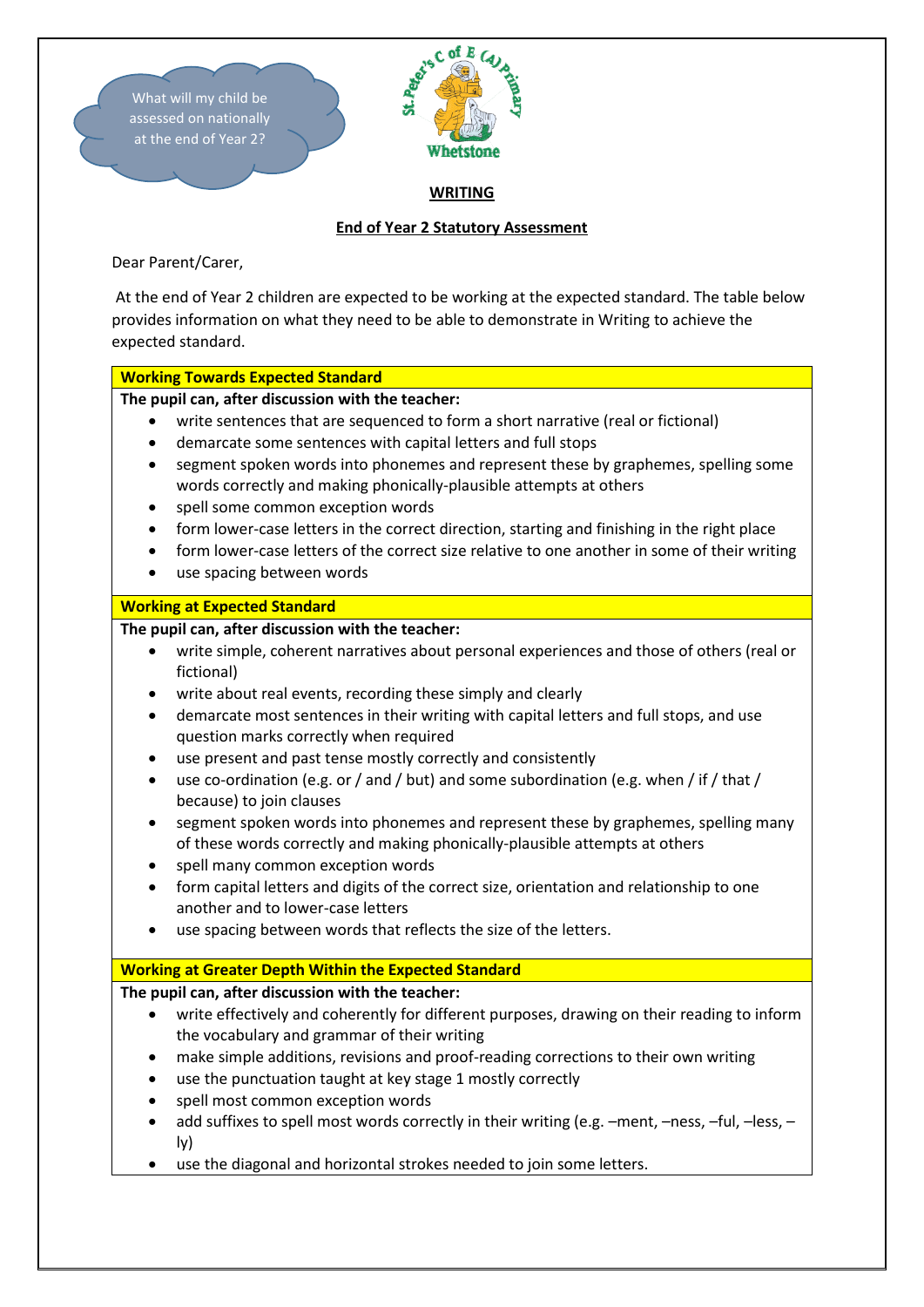What will my child be assessed on nationally at the end of Year 2?

St. Peter's C of E (A) Primary
Whetstone

## WRITING

### End of Year 2 Statutory Assessment

Dear Parent/Carer,

At the end of Year 2 children are expected to be working at the expected standard. The table below provides information on what they need to be able to demonstrate in Writing to achieve the expected standard.

**Working Towards Expected Standard**

**The pupil can, after discussion with the teacher:**

- write sentences that are sequenced to form a short narrative (real or fictional)
- demarcate some sentences with capital letters and full stops
- segment spoken words into phonemes and represent these by graphemes, spelling some words correctly and making phonically-plausible attempts at others
- spell some common exception words
- form lower-case letters in the correct direction, starting and finishing in the right place
- form lower-case letters of the correct size relative to one another in some of their writing
- use spacing between words

**Working at Expected Standard**

**The pupil can, after discussion with the teacher:**

- write simple, coherent narratives about personal experiences and those of others (real or fictional)
- write about real events, recording these simply and clearly
- demarcate most sentences in their writing with capital letters and full stops, and use question marks correctly when required
- use present and past tense mostly correctly and consistently
- use co-ordination (e.g. or / and / but) and some subordination (e.g. when / if / that / because) to join clauses
- segment spoken words into phonemes and represent these by graphemes, spelling many of these words correctly and making phonically-plausible attempts at others
- spell many common exception words
- form capital letters and digits of the correct size, orientation and relationship to one another and to lower-case letters
- use spacing between words that reflects the size of the letters.

**Working at Greater Depth Within the Expected Standard**

**The pupil can, after discussion with the teacher:**

- write effectively and coherently for different purposes, drawing on their reading to inform the vocabulary and grammar of their writing
- make simple additions, revisions and proof-reading corrections to their own writing
- use the punctuation taught at key stage 1 mostly correctly
- spell most common exception words
- add suffixes to spell most words correctly in their writing (e.g. –ment, –ness, –ful, –less, –ly)
- use the diagonal and horizontal strokes needed to join some letters.